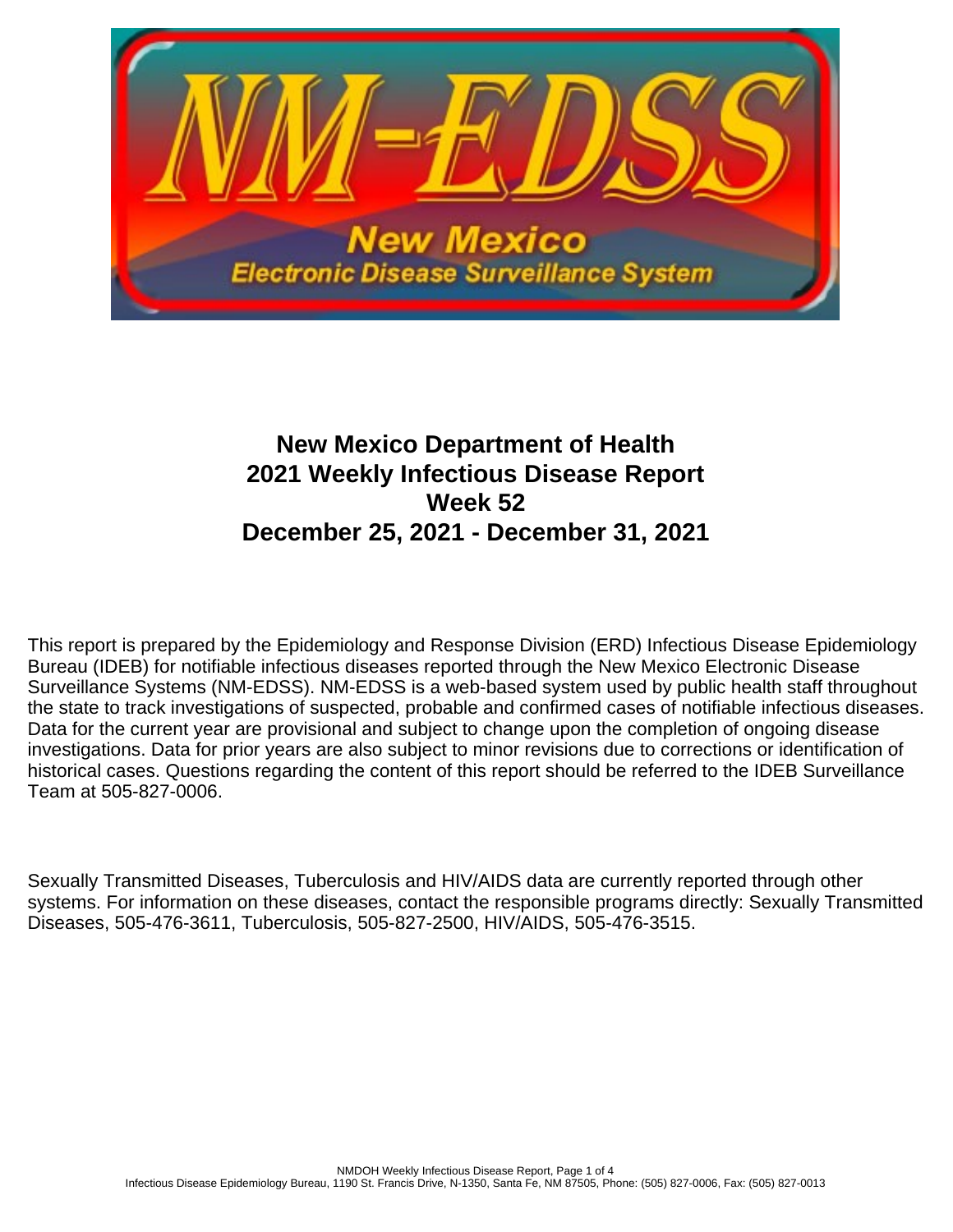# New Mexico Department of Health
# 2021 Weekly Infectious Disease Report
# Week 52
# December 25, 2021 - December 31, 2021

This report is prepared by the Epidemiology and Response Division (ERD) Infectious Disease Epidemiology Bureau (IDEB) for notifiable infectious diseases reported through the New Mexico Electronic Disease Surveillance Systems (NM-EDSS). NM-EDSS is a web-based system used by public health staff throughout the state to track investigations of suspected, probable and confirmed cases of notifiable infectious diseases. Data for the current year are provisional and subject to change upon the completion of ongoing disease investigations. Data for prior years are also subject to minor revisions due to corrections or identification of historical cases. Questions regarding the content of this report should be referred to the IDEB Surveillance Team at 505-827-0006.

Sexually Transmitted Diseases, Tuberculosis and HIV/AIDS data are currently reported through other systems. For information on these diseases, contact the responsible programs directly: Sexually Transmitted Diseases, 505-476-3611, Tuberculosis, 505-827-2500, HIV/AIDS, 505-476-3515.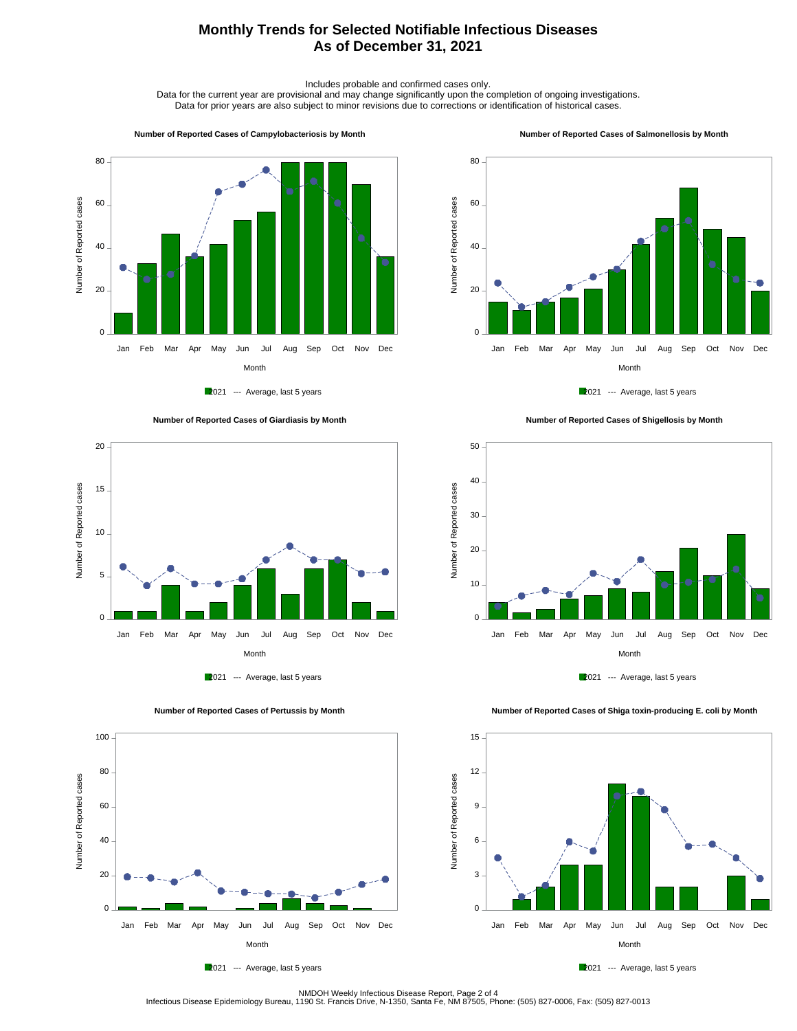# Monthly Trends for Selected Notifiable Infectious Diseases
# As of December 31, 2021

Includes probable and confirmed cases only.
Data for the current year are provisional and may change significantly upon the completion of ongoing investigations.
Data for prior years are also subject to minor revisions due to corrections or identification of historical cases.

**Number of Reported Cases of Campylobacteriosis by Month**

Number of Reported cases
0 20 40 60 80
Jan Feb Mar Apr May Jun Jul Aug Sep Oct Nov Dec
Month
2021 --- Average, last 5 years

**Number of Reported Cases of Salmonellosis by Month**

Number of Reported cases
0 20 40 60 80
Jan Feb Mar Apr May Jun Jul Aug Sep Oct Nov Dec
Month
2021 --- Average, last 5 years

**Number of Reported Cases of Giardiasis by Month**

Number of Reported cases
0 5 10 15 20
Jan Feb Mar Apr May Jun Jul Aug Sep Oct Nov Dec
Month
2021 --- Average, last 5 years

**Number of Reported Cases of Shigellosis by Month**

Number of Reported cases
0 10 20 30 40 50
Jan Feb Mar Apr May Jun Jul Aug Sep Oct Nov Dec
Month
2021 --- Average, last 5 years

**Number of Reported Cases of Pertussis by Month**

Number of Reported cases
0 20 40 60 80 100
Jan Feb Mar Apr May Jun Jul Aug Sep Oct Nov Dec
Month
2021 --- Average, last 5 years

**Number of Reported Cases of Shiga toxin-producing E. coli by Month**

Number of Reported cases
0 3 6 9 12 15
Jan Feb Mar Apr May Jun Jul Aug Sep Oct Nov Dec
Month
2021 --- Average, last 5 years

NMDOH Weekly Infectious Disease Report, Page 2 of 4
Infectious Disease Epidemiology Bureau, 1190 St. Francis Drive, N-1350, Santa Fe, NM 87505, Phone: (505) 827-0006, Fax: (505) 827-0013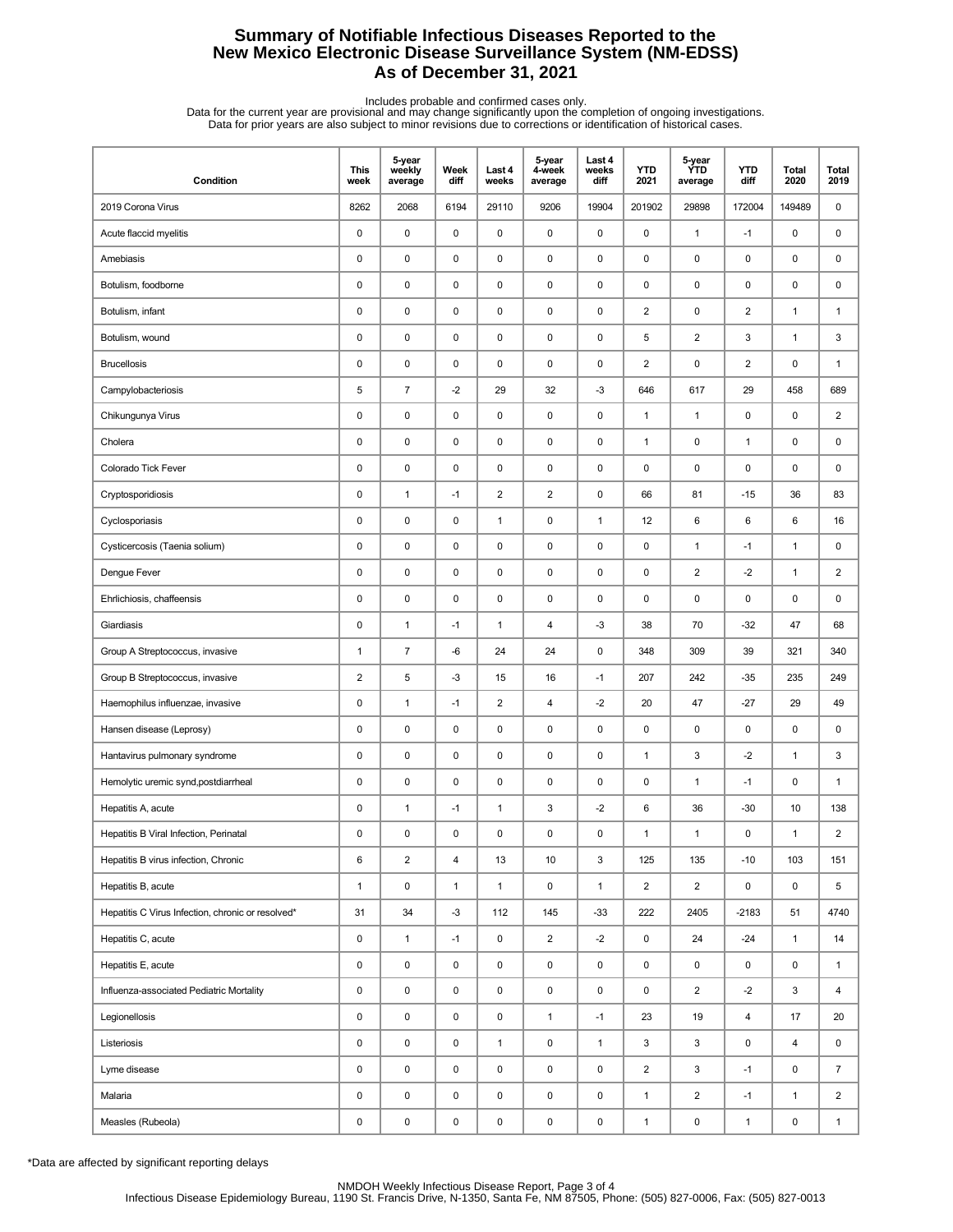# Summary of Notifiable Infectious Diseases Reported to the New Mexico Electronic Disease Surveillance System (NM-EDSS)
# As of December 31, 2021

Includes probable and confirmed cases only.
Data for the current year are provisional and may change significantly upon the completion of ongoing investigations.
Data for prior years are also subject to minor revisions due to corrections or identification of historical cases.

| Condition | This week | 5-year weekly average | Week diff | Last 4 weeks | 5-year 4-week average | Last 4 weeks diff | YTD 2021 | 5-year YTD average | YTD diff | Total 2020 | Total 2019 |
|---|---|---|---|---|---|---|---|---|---|---|---|
| 2019 Corona Virus | 8262 | 2068 | 6194 | 29110 | 9206 | 19904 | 201902 | 29898 | 172004 | 149489 | 0 |
| Acute flaccid myelitis | 0 | 0 | 0 | 0 | 0 | 0 | 0 | 1 | -1 | 0 | 0 |
| Amebiasis | 0 | 0 | 0 | 0 | 0 | 0 | 0 | 0 | 0 | 0 | 0 |
| Botulism, foodborne | 0 | 0 | 0 | 0 | 0 | 0 | 0 | 0 | 0 | 0 | 0 |
| Botulism, infant | 0 | 0 | 0 | 0 | 0 | 0 | 2 | 0 | 2 | 1 | 1 |
| Botulism, wound | 0 | 0 | 0 | 0 | 0 | 0 | 5 | 2 | 3 | 1 | 3 |
| Brucellosis | 0 | 0 | 0 | 0 | 0 | 0 | 2 | 0 | 2 | 0 | 1 |
| Campylobacteriosis | 5 | 7 | -2 | 29 | 32 | -3 | 646 | 617 | 29 | 458 | 689 |
| Chikungunya Virus | 0 | 0 | 0 | 0 | 0 | 0 | 1 | 1 | 0 | 0 | 2 |
| Cholera | 0 | 0 | 0 | 0 | 0 | 0 | 1 | 0 | 1 | 0 | 0 |
| Colorado Tick Fever | 0 | 0 | 0 | 0 | 0 | 0 | 0 | 0 | 0 | 0 | 0 |
| Cryptosporidiosis | 0 | 1 | -1 | 2 | 2 | 0 | 66 | 81 | -15 | 36 | 83 |
| Cyclosporiasis | 0 | 0 | 0 | 1 | 0 | 1 | 12 | 6 | 6 | 6 | 16 |
| Cysticercosis (Taenia solium) | 0 | 0 | 0 | 0 | 0 | 0 | 0 | 1 | -1 | 1 | 0 |
| Dengue Fever | 0 | 0 | 0 | 0 | 0 | 0 | 0 | 2 | -2 | 1 | 2 |
| Ehrlichiosis, chaffeensis | 0 | 0 | 0 | 0 | 0 | 0 | 0 | 0 | 0 | 0 | 0 |
| Giardiasis | 0 | 1 | -1 | 1 | 4 | -3 | 38 | 70 | -32 | 47 | 68 |
| Group A Streptococcus, invasive | 1 | 7 | -6 | 24 | 24 | 0 | 348 | 309 | 39 | 321 | 340 |
| Group B Streptococcus, invasive | 2 | 5 | -3 | 15 | 16 | -1 | 207 | 242 | -35 | 235 | 249 |
| Haemophilus influenzae, invasive | 0 | 1 | -1 | 2 | 4 | -2 | 20 | 47 | -27 | 29 | 49 |
| Hansen disease (Leprosy) | 0 | 0 | 0 | 0 | 0 | 0 | 0 | 0 | 0 | 0 | 0 |
| Hantavirus pulmonary syndrome | 0 | 0 | 0 | 0 | 0 | 0 | 1 | 3 | -2 | 1 | 3 |
| Hemolytic uremic synd,postdiarrheal | 0 | 0 | 0 | 0 | 0 | 0 | 0 | 1 | -1 | 0 | 1 |
| Hepatitis A, acute | 0 | 1 | -1 | 1 | 3 | -2 | 6 | 36 | -30 | 10 | 138 |
| Hepatitis B Viral Infection, Perinatal | 0 | 0 | 0 | 0 | 0 | 0 | 1 | 1 | 0 | 1 | 2 |
| Hepatitis B virus infection, Chronic | 6 | 2 | 4 | 13 | 10 | 3 | 125 | 135 | -10 | 103 | 151 |
| Hepatitis B, acute | 1 | 0 | 1 | 1 | 0 | 1 | 2 | 2 | 0 | 0 | 5 |
| Hepatitis C Virus Infection, chronic or resolved* | 31 | 34 | -3 | 112 | 145 | -33 | 222 | 2405 | -2183 | 51 | 4740 |
| Hepatitis C, acute | 0 | 1 | -1 | 0 | 2 | -2 | 0 | 24 | -24 | 1 | 14 |
| Hepatitis E, acute | 0 | 0 | 0 | 0 | 0 | 0 | 0 | 0 | 0 | 0 | 1 |
| Influenza-associated Pediatric Mortality | 0 | 0 | 0 | 0 | 0 | 0 | 0 | 2 | -2 | 3 | 4 |
| Legionellosis | 0 | 0 | 0 | 0 | 1 | -1 | 23 | 19 | 4 | 17 | 20 |
| Listeriosis | 0 | 0 | 0 | 1 | 0 | 1 | 3 | 3 | 0 | 4 | 0 |
| Lyme disease | 0 | 0 | 0 | 0 | 0 | 0 | 2 | 3 | -1 | 0 | 7 |
| Malaria | 0 | 0 | 0 | 0 | 0 | 0 | 1 | 2 | -1 | 1 | 2 |
| Measles (Rubeola) | 0 | 0 | 0 | 0 | 0 | 0 | 1 | 0 | 1 | 0 | 1 |

*Data are affected by significant reporting delays

Infectious Disease Epidemiology Bureau, 1190 St. Francis Drive, N-1350, Santa Fe, NM 87505, Phone: (505) 827-0006, Fax: (505) 827-0013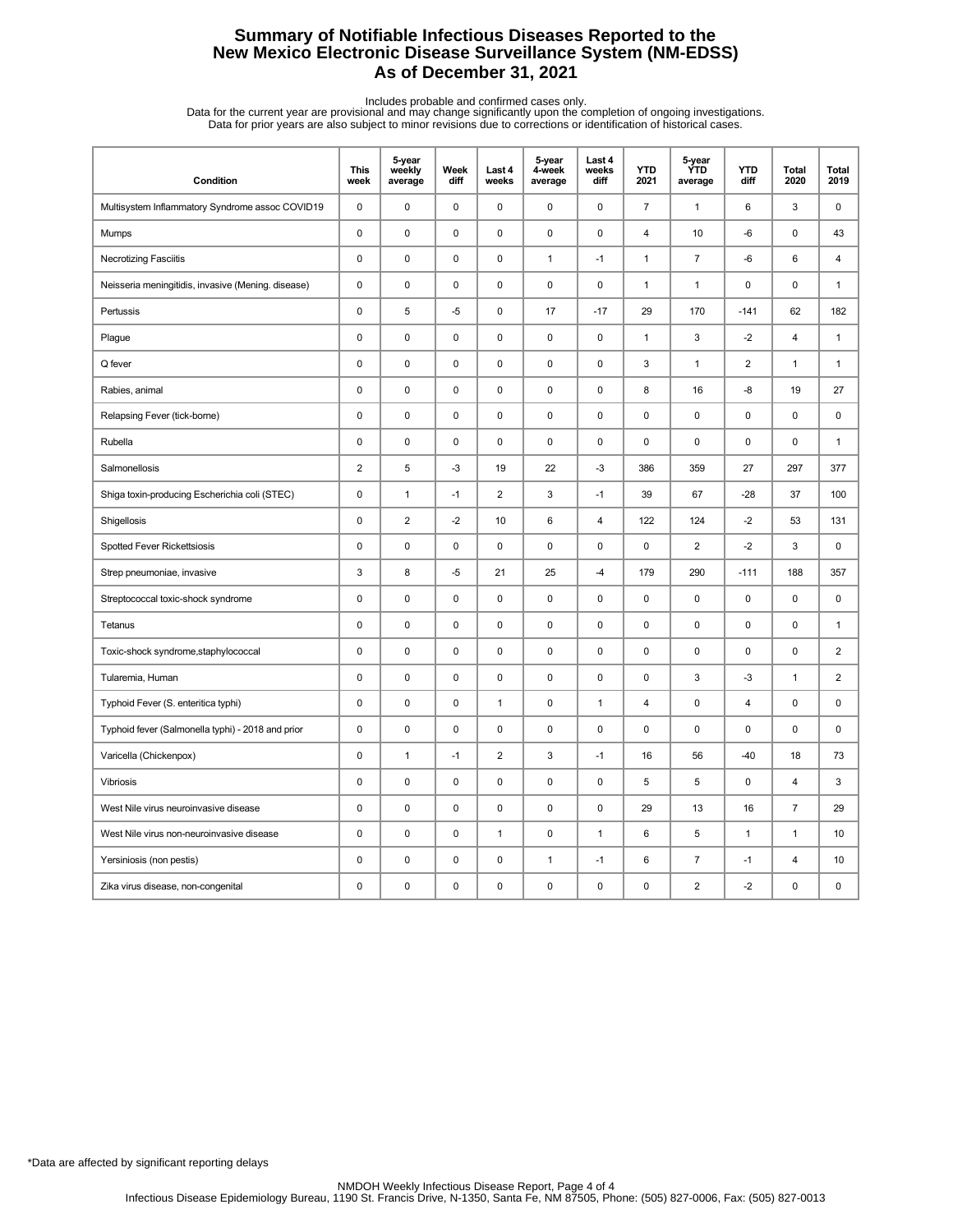# Summary of Notifiable Infectious Diseases Reported to the New Mexico Electronic Disease Surveillance System (NM-EDSS) As of December 31, 2021

Includes probable and confirmed cases only.
Data for the current year are provisional and may change significantly upon the completion of ongoing investigations.
Data for prior years are also subject to minor revisions due to corrections or identification of historical cases.

| Condition | This week | 5-year weekly average | Week diff | Last 4 weeks | 5-year 4-week average | Last 4 weeks diff | YTD 2021 | 5-year YTD average | YTD diff | Total 2020 | Total 2019 |
|---|---|---|---|---|---|---|---|---|---|---|---|
| Multisystem Inflammatory Syndrome assoc COVID19 | 0 | 0 | 0 | 0 | 0 | 0 | 7 | 1 | 6 | 3 | 0 |
| Mumps | 0 | 0 | 0 | 0 | 0 | 0 | 4 | 10 | -6 | 0 | 43 |
| Necrotizing Fasciitis | 0 | 0 | 0 | 0 | 1 | -1 | 1 | 7 | -6 | 6 | 4 |
| Neisseria meningitidis, invasive (Mening. disease) | 0 | 0 | 0 | 0 | 0 | 0 | 1 | 1 | 0 | 0 | 1 |
| Pertussis | 0 | 5 | -5 | 0 | 17 | -17 | 29 | 170 | -141 | 62 | 182 |
| Plague | 0 | 0 | 0 | 0 | 0 | 0 | 1 | 3 | -2 | 4 | 1 |
| Q fever | 0 | 0 | 0 | 0 | 0 | 0 | 3 | 1 | 2 | 1 | 1 |
| Rabies, animal | 0 | 0 | 0 | 0 | 0 | 0 | 8 | 16 | -8 | 19 | 27 |
| Relapsing Fever (tick-borne) | 0 | 0 | 0 | 0 | 0 | 0 | 0 | 0 | 0 | 0 | 0 |
| Rubella | 0 | 0 | 0 | 0 | 0 | 0 | 0 | 0 | 0 | 0 | 1 |
| Salmonellosis | 2 | 5 | -3 | 19 | 22 | -3 | 386 | 359 | 27 | 297 | 377 |
| Shiga toxin-producing Escherichia coli (STEC) | 0 | 1 | -1 | 2 | 3 | -1 | 39 | 67 | -28 | 37 | 100 |
| Shigellosis | 0 | 2 | -2 | 10 | 6 | 4 | 122 | 124 | -2 | 53 | 131 |
| Spotted Fever Rickettsiosis | 0 | 0 | 0 | 0 | 0 | 0 | 0 | 2 | -2 | 3 | 0 |
| Strep pneumoniae, invasive | 3 | 8 | -5 | 21 | 25 | -4 | 179 | 290 | -111 | 188 | 357 |
| Streptococcal toxic-shock syndrome | 0 | 0 | 0 | 0 | 0 | 0 | 0 | 0 | 0 | 0 | 0 |
| Tetanus | 0 | 0 | 0 | 0 | 0 | 0 | 0 | 0 | 0 | 0 | 1 |
| Toxic-shock syndrome,staphylococcal | 0 | 0 | 0 | 0 | 0 | 0 | 0 | 0 | 0 | 0 | 2 |
| Tularemia, Human | 0 | 0 | 0 | 0 | 0 | 0 | 0 | 3 | -3 | 1 | 2 |
| Typhoid Fever (S. enteritica typhi) | 0 | 0 | 0 | 1 | 0 | 1 | 4 | 0 | 4 | 0 | 0 |
| Typhoid fever (Salmonella typhi) - 2018 and prior | 0 | 0 | 0 | 0 | 0 | 0 | 0 | 0 | 0 | 0 | 0 |
| Varicella (Chickenpox) | 0 | 1 | -1 | 2 | 3 | -1 | 16 | 56 | -40 | 18 | 73 |
| Vibriosis | 0 | 0 | 0 | 0 | 0 | 0 | 5 | 5 | 0 | 4 | 3 |
| West Nile virus neuroinvasive disease | 0 | 0 | 0 | 0 | 0 | 0 | 29 | 13 | 16 | 7 | 29 |
| West Nile virus non-neuroinvasive disease | 0 | 0 | 0 | 1 | 0 | 1 | 6 | 5 | 1 | 1 | 10 |
| Yersiniosis (non pestis) | 0 | 0 | 0 | 0 | 1 | -1 | 6 | 7 | -1 | 4 | 10 |
| Zika virus disease, non-congenital | 0 | 0 | 0 | 0 | 0 | 0 | 0 | 2 | -2 | 0 | 0 |

*Data are affected by significant reporting delays

NMDOH Weekly Infectious Disease Report, Page 4 of 4
Infectious Disease Epidemiology Bureau, 1190 St. Francis Drive, N-1350, Santa Fe, NM 87505, Phone: (505) 827-0006, Fax: (505) 827-0013